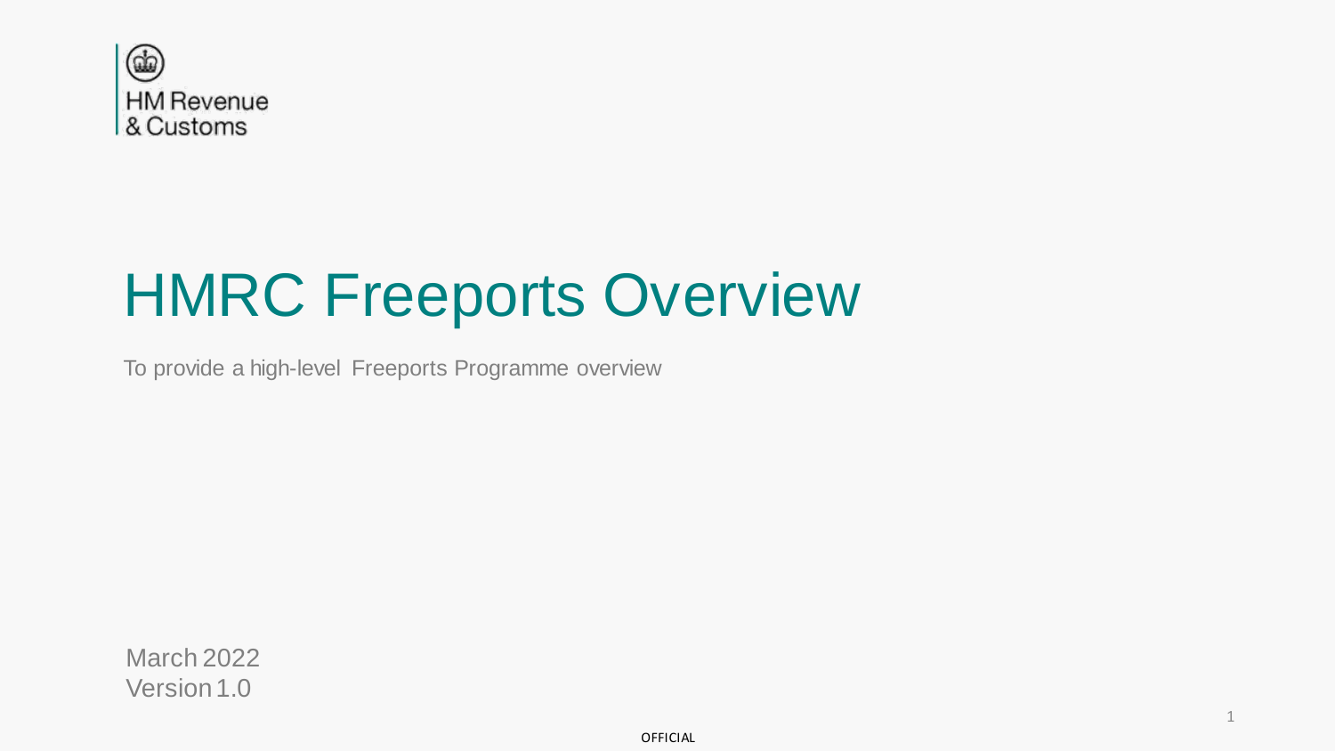HM Revenue & Customs

# HMRC Freeports Overview

To provide a high-level Freeports Programme overview

March 2022
Version 1.0

OFFICIAL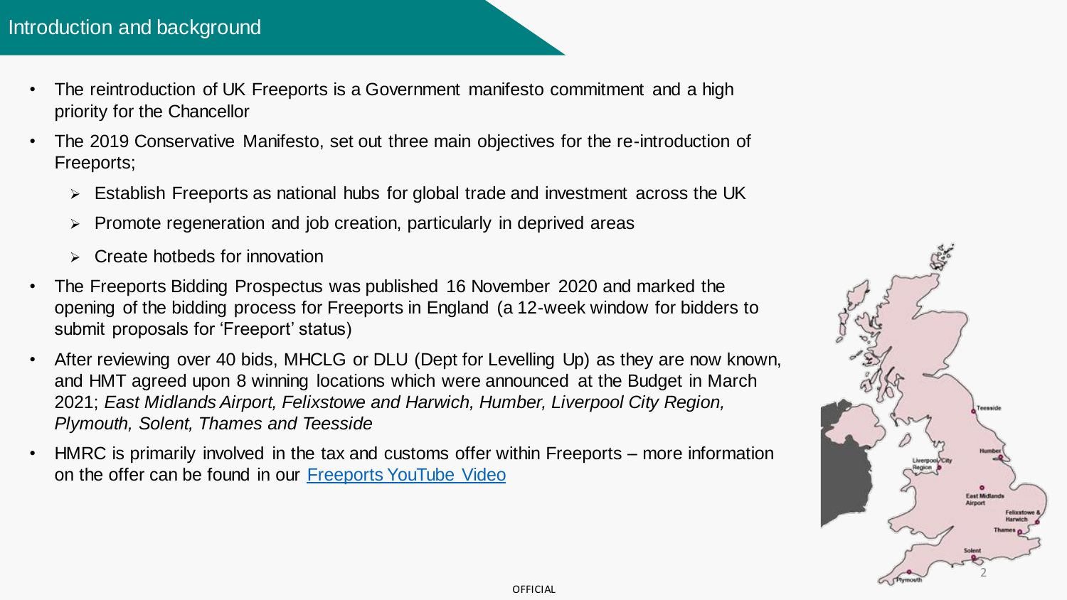# Introduction and background

- The reintroduction of UK Freeports is a Government manifesto commitment and a high priority for the Chancellor
- The 2019 Conservative Manifesto, set out three main objectives for the re-introduction of Freeports;
  - Establish Freeports as national hubs for global trade and investment across the UK
  - Promote regeneration and job creation, particularly in deprived areas
  - Create hotbeds for innovation
- The Freeports Bidding Prospectus was published 16 November 2020 and marked the opening of the bidding process for Freeports in England (a 12-week window for bidders to submit proposals for 'Freeport' status)
- After reviewing over 40 bids, MHCLG or DLU (Dept for Levelling Up) as they are now known, and HMT agreed upon 8 winning locations which were announced at the Budget in March 2021; *East Midlands Airport, Felixstowe and Harwich, Humber, Liverpool City Region, Plymouth, Solent, Thames and Teesside*
- HMRC is primarily involved in the tax and customs offer within Freeports – more information on the offer can be found in our [Freeports YouTube Video]

Teesside

Humber

Liverpool City Region

East Midlands Airport

Felixstowe & Harwich

Thames

Solent

Plymouth

OFFICIAL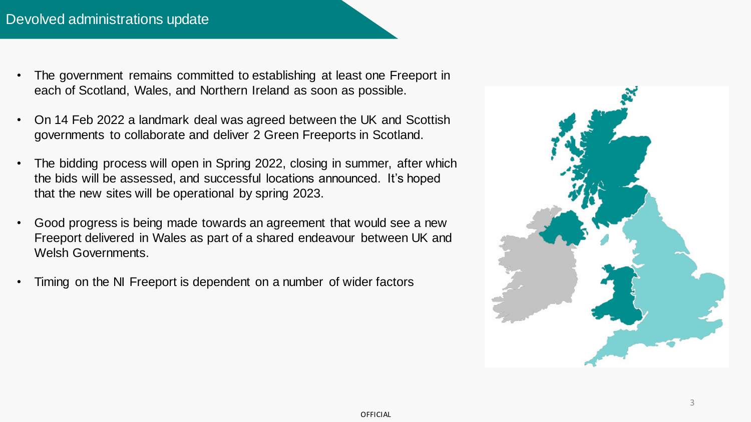## Devolved administrations update

- The government remains committed to establishing at least one Freeport in each of Scotland, Wales, and Northern Ireland as soon as possible.
- On 14 Feb 2022 a landmark deal was agreed between the UK and Scottish governments to collaborate and deliver 2 Green Freeports in Scotland.
- The bidding process will open in Spring 2022, closing in summer, after which the bids will be assessed, and successful locations announced. It's hoped that the new sites will be operational by spring 2023.
- Good progress is being made towards an agreement that would see a new Freeport delivered in Wales as part of a shared endeavour between UK and Welsh Governments.
- Timing on the NI Freeport is dependent on a number of wider factors

OFFICIAL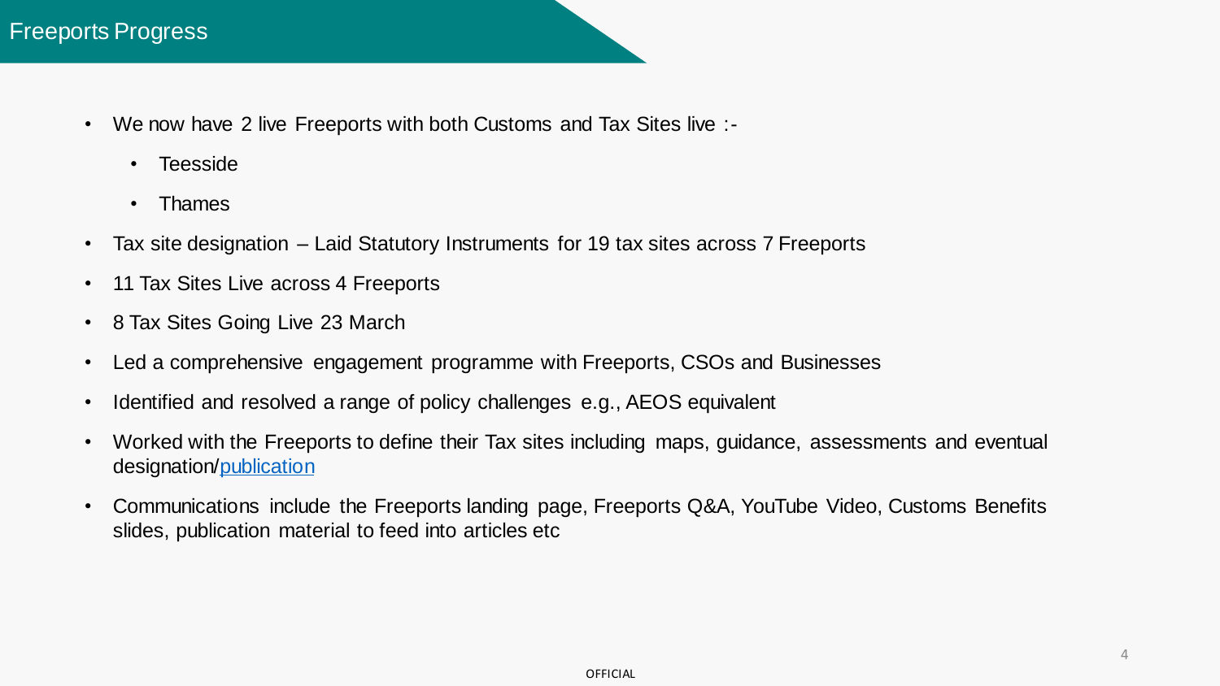# Freeports Progress

- We now have 2 live Freeports with both Customs and Tax Sites live :-
  - Teesside
  - Thames
- Tax site designation – Laid Statutory Instruments for 19 tax sites across 7 Freeports
- 11 Tax Sites Live across 4 Freeports
- 8 Tax Sites Going Live 23 March
- Led a comprehensive engagement programme with Freeports, CSOs and Businesses
- Identified and resolved a range of policy challenges e.g., AEOS equivalent
- Worked with the Freeports to define their Tax sites including maps, guidance, assessments and eventual designation/publication
- Communications include the Freeports landing page, Freeports Q&A, YouTube Video, Customs Benefits slides, publication material to feed into articles etc

OFFICIAL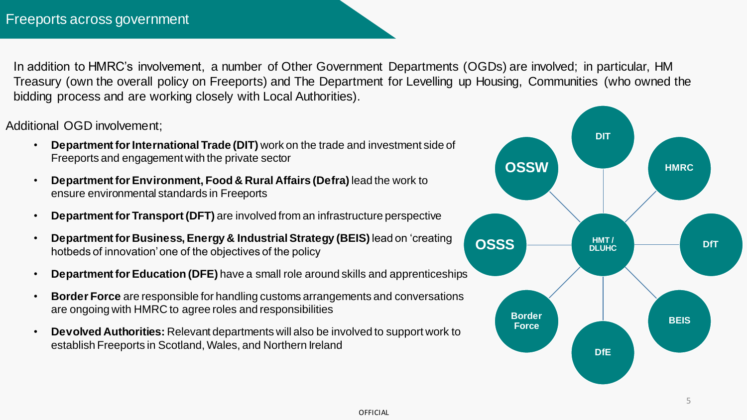# Freeports across government

In addition to HMRC's involvement, a number of Other Government Departments (OGDs) are involved; in particular, HM Treasury (own the overall policy on Freeports) and The Department for Levelling up Housing, Communities (who owned the bidding process and are working closely with Local Authorities).

Additional OGD involvement;

- **Department for International Trade (DIT)** work on the trade and investment side of Freeports and engagement with the private sector
- **Department for Environment, Food & Rural Affairs (Defra)** lead the work to ensure environmental standards in Freeports
- **Department for Transport (DFT)** are involved from an infrastructure perspective
- **Department for Business, Energy & Industrial Strategy (BEIS)** lead on 'creating hotbeds of innovation' one of the objectives of the policy
- **Department for Education (DFE)** have a small role around skills and apprenticeships
- **Border Force** are responsible for handling customs arrangements and conversations are ongoing with HMRC to agree roles and responsibilities
- **Devolved Authorities:** Relevant departments will also be involved to support work to establish Freeports in Scotland, Wales, and Northern Ireland

HMT / DLUHC

DIT

HMRC

DfT

BEIS

DfE

Border Force

OSSS

OSSW

OFFICIAL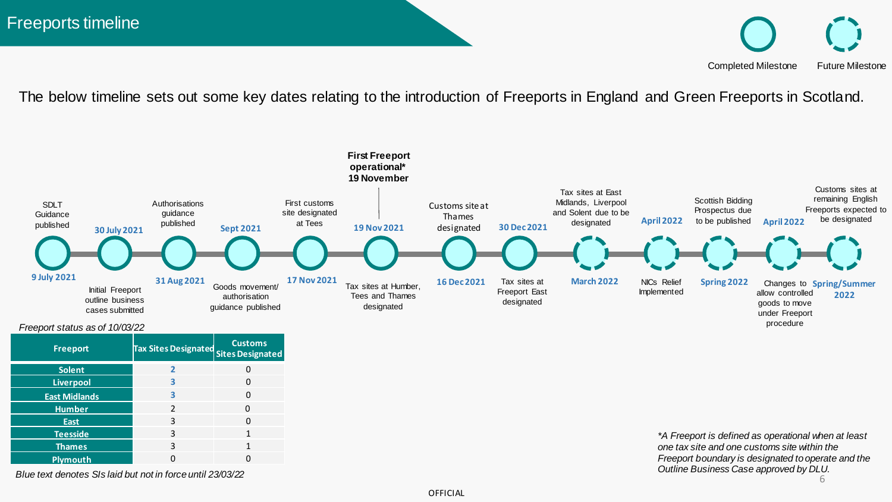# Freeports timeline

Completed Milestone | Future Milestone

The below timeline sets out some key dates relating to the introduction of Freeports in England and Green Freeports in Scotland.

**First Freeport operational* 19 November**

- **9 July 2021** – SDLT Guidance published
- **30 July 2021** – Initial Freeport outline business cases submitted
- **31 Aug 2021** – Authorisations guidance published
- **Sept 2021** – Goods movement/ authorisation guidance published
- **17 Nov 2021** – First customs site designated at Tees
- **19 Nov 2021** – Tax sites at Humber, Tees and Thames designated
- **16 Dec 2021** – Customs site at Thames designated
- **30 Dec 2021** – Tax sites at Freeport East designated
- **March 2022** – Tax sites at East Midlands, Liverpool and Solent due to be designated
- **April 2022** – NICs Relief Implemented
- **Spring 2022** – Scottish Bidding Prospectus due to be published
- **April 2022** – Changes to allow controlled goods to move under Freeport procedure
- **Spring/Summer 2022** – Customs sites at remaining English Freeports expected to be designated

*Freeport status as of 10/03/22*

| Freeport | Tax Sites Designated | Customs Sites Designated |
|---|---|---|
| Solent | 2 | 0 |
| Liverpool | 3 | 0 |
| East Midlands | 3 | 0 |
| Humber | 2 | 0 |
| East | 3 | 0 |
| Teesside | 3 | 1 |
| Thames | 3 | 1 |
| Plymouth | 0 | 0 |

*Blue text denotes SIs laid but not in force until 23/03/22*

**A Freeport is defined as operational when at least one tax site and one customs site within the Freeport boundary is designated to operate and the Outline Business Case approved by DLU.*

OFFICIAL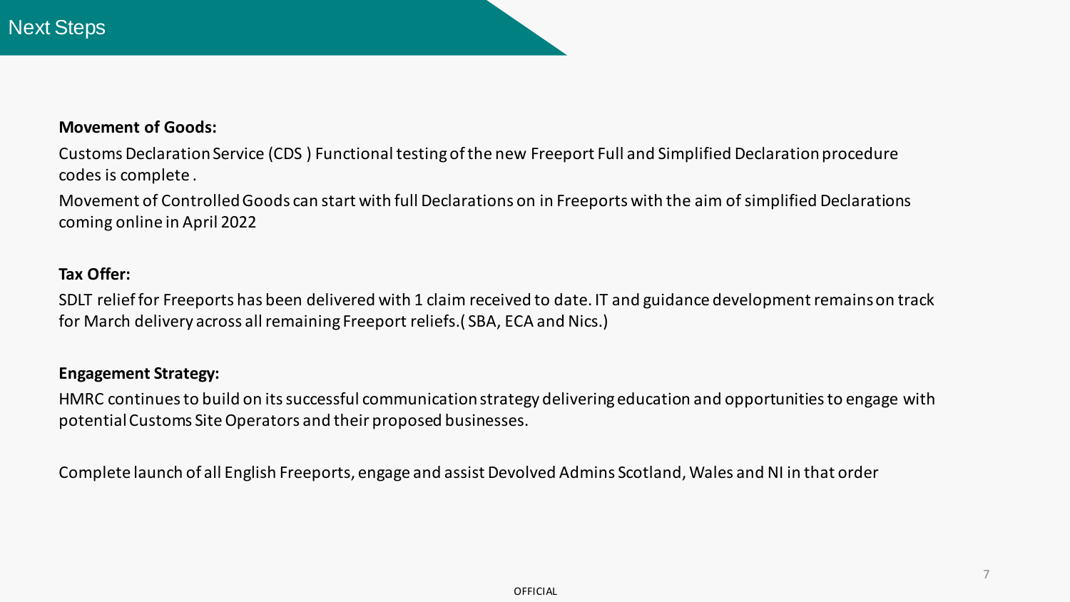# Next Steps

**Movement of Goods:**

Customs Declaration Service (CDS ) Functional testing of the new Freeport Full and Simplified Declaration procedure codes is complete .

Movement of Controlled Goods can start with full Declarations on in Freeports with the aim of simplified Declarations coming online in April 2022

**Tax Offer:**

SDLT relief for Freeports has been delivered with 1 claim received to date. IT and guidance development remains on track for March delivery across all remaining Freeport reliefs.( SBA, ECA and Nics.)

**Engagement Strategy:**

HMRC continues to build on its successful communication strategy delivering education and opportunities to engage with potential Customs Site Operators and their proposed businesses.

Complete launch of all English Freeports, engage and assist Devolved Admins Scotland, Wales and NI in that order

OFFICIAL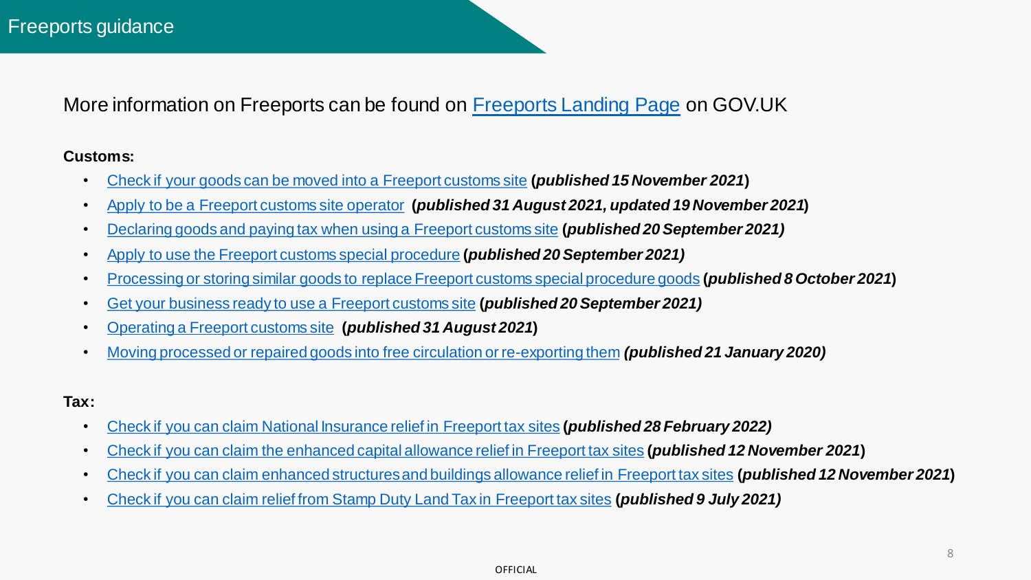# Freeports guidance

More information on Freeports can be found on Freeports Landing Page on GOV.UK

**Customs:**

- Check if your goods can be moved into a Freeport customs site **(*published 15 November 2021*)**
- Apply to be a Freeport customs site operator **(*published 31 August 2021, updated 19 November 2021*)**
- Declaring goods and paying tax when using a Freeport customs site **(*published 20 September 2021)***
- Apply to use the Freeport customs special procedure **(*published 20 September 2021)***
- Processing or storing similar goods to replace Freeport customs special procedure goods **(*published 8 October 2021*)**
- Get your business ready to use a Freeport customs site **(*published 20 September 2021)***
- Operating a Freeport customs site **(*published 31 August 2021*)**
- Moving processed or repaired goods into free circulation or re-exporting them ***(published 21 January 2020)***

**Tax:**

- Check if you can claim National Insurance relief in Freeport tax sites **(*published 28 February 2022)***
- Check if you can claim the enhanced capital allowance relief in Freeport tax sites **(*published 12 November 2021*)**
- Check if you can claim enhanced structures and buildings allowance relief in Freeport tax sites **(*published 12 November 2021*)**
- Check if you can claim relief from Stamp Duty Land Tax in Freeport tax sites **(*published 9 July 2021)***

OFFICIAL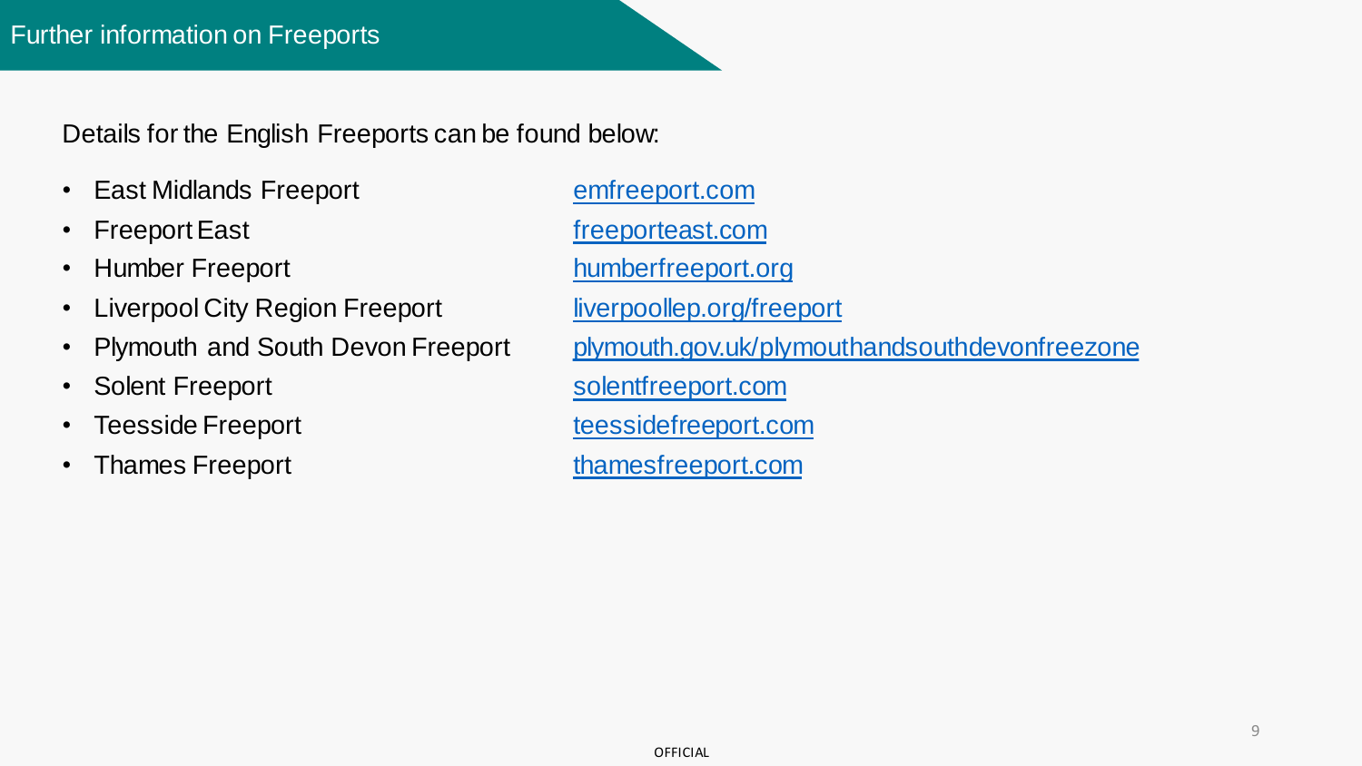# Further information on Freeports

Details for the English Freeports can be found below:

- East Midlands Freeport — emfreeport.com
- Freeport East — freeporteast.com
- Humber Freeport — humberfreeport.org
- Liverpool City Region Freeport — liverpoollep.org/freeport
- Plymouth and South Devon Freeport — plymouth.gov.uk/plymouthandsouthdevonfreezone
- Solent Freeport — solentfreeport.com
- Teesside Freeport — teessidefreeport.com
- Thames Freeport — thamesfreeport.com

OFFICIAL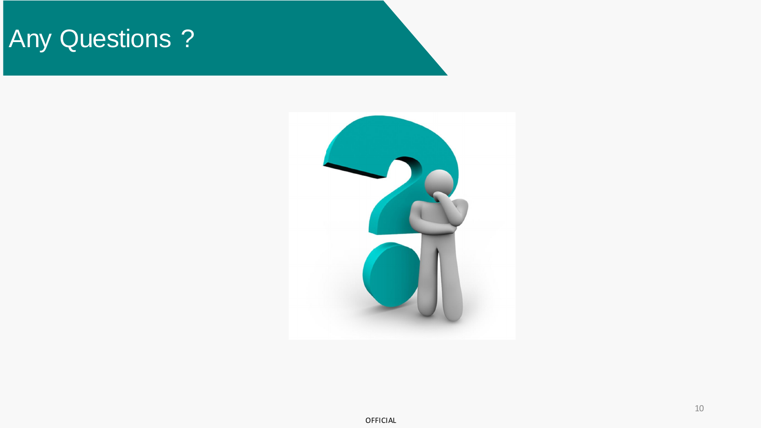# Any Questions ?

OFFICIAL